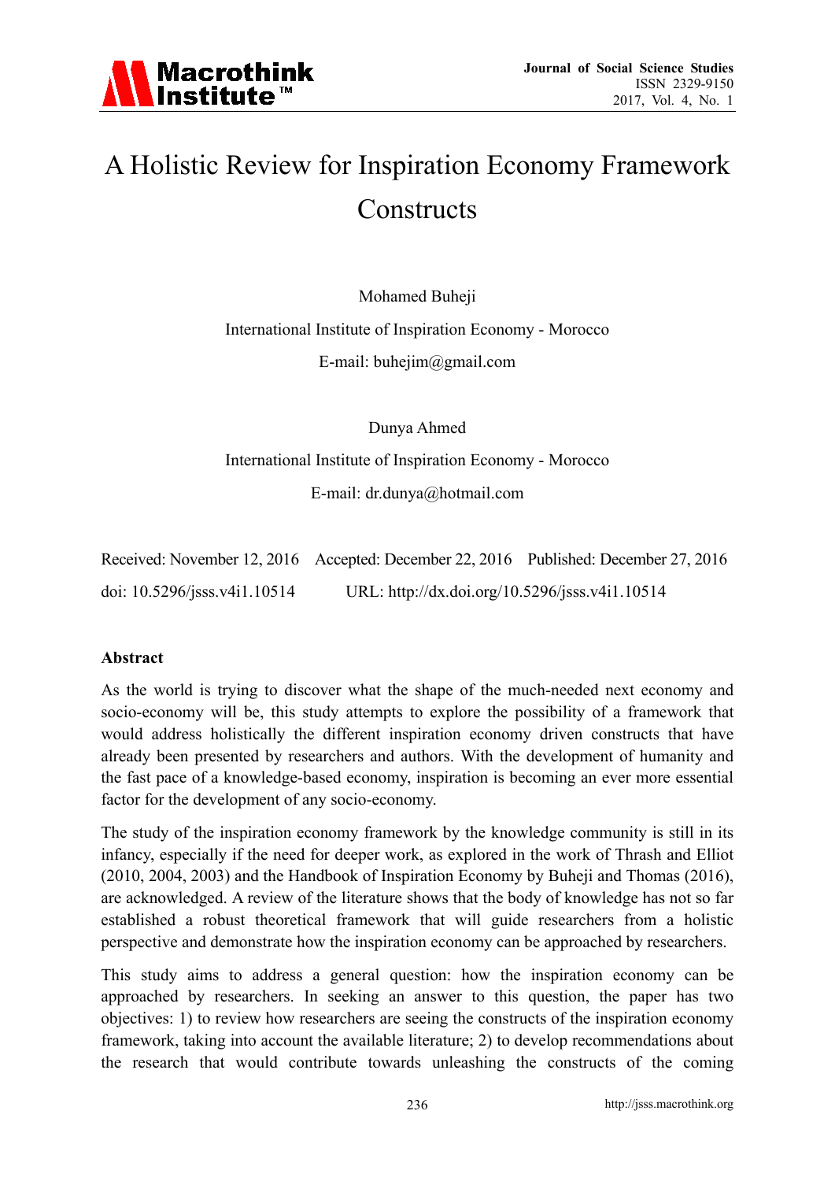# A Holistic Review for Inspiration Economy Framework Constructs

Mohamed Buheji

International Institute of Inspiration Economy - Morocco

E-mail: buhejim@gmail.com

Dunya Ahmed

International Institute of Inspiration Economy - Morocco

E-mail: dr.dunya@hotmail.com

Received: November 12, 2016 Accepted: December 22, 2016 Published: December 27, 2016

doi: 10.5296/jsss.v4i1.10514 URL: http://dx.doi.org/10.5296/jsss.v4i1.10514

**Abstract**

As the world is trying to discover what the shape of the much-needed next economy and socio-economy will be, this study attempts to explore the possibility of a framework that would address holistically the different inspiration economy driven constructs that have already been presented by researchers and authors. With the development of humanity and the fast pace of a knowledge-based economy, inspiration is becoming an ever more essential factor for the development of any socio-economy.

The study of the inspiration economy framework by the knowledge community is still in its infancy, especially if the need for deeper work, as explored in the work of Thrash and Elliot (2010, 2004, 2003) and the Handbook of Inspiration Economy by Buheji and Thomas (2016), are acknowledged. A review of the literature shows that the body of knowledge has not so far established a robust theoretical framework that will guide researchers from a holistic perspective and demonstrate how the inspiration economy can be approached by researchers.

This study aims to address a general question: how the inspiration economy can be approached by researchers. In seeking an answer to this question, the paper has two objectives: 1) to review how researchers are seeing the constructs of the inspiration economy framework, taking into account the available literature; 2) to develop recommendations about the research that would contribute towards unleashing the constructs of the coming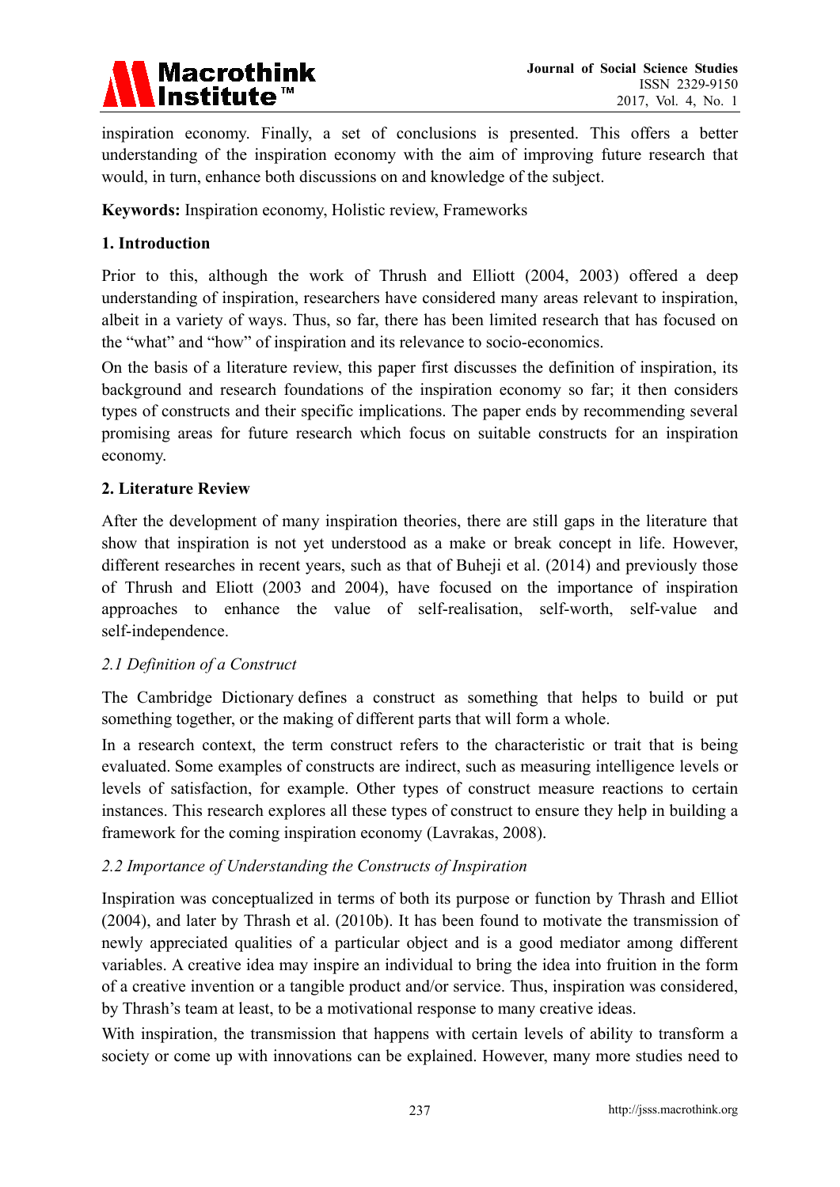inspiration economy. Finally, a set of conclusions is presented. This offers a better understanding of the inspiration economy with the aim of improving future research that would, in turn, enhance both discussions on and knowledge of the subject.

**Keywords:** Inspiration economy, Holistic review, Frameworks

## 1. Introduction

Prior to this, although the work of Thrush and Elliott (2004, 2003) offered a deep understanding of inspiration, researchers have considered many areas relevant to inspiration, albeit in a variety of ways. Thus, so far, there has been limited research that has focused on the "what" and "how" of inspiration and its relevance to socio-economics.

On the basis of a literature review, this paper first discusses the definition of inspiration, its background and research foundations of the inspiration economy so far; it then considers types of constructs and their specific implications. The paper ends by recommending several promising areas for future research which focus on suitable constructs for an inspiration economy.

## 2. Literature Review

After the development of many inspiration theories, there are still gaps in the literature that show that inspiration is not yet understood as a make or break concept in life. However, different researches in recent years, such as that of Buheji et al. (2014) and previously those of Thrush and Eliott (2003 and 2004), have focused on the importance of inspiration approaches to enhance the value of self-realisation, self-worth, self-value and self-independence.

### *2.1 Definition of a Construct*

The Cambridge Dictionary defines a construct as something that helps to build or put something together, or the making of different parts that will form a whole.

In a research context, the term construct refers to the characteristic or trait that is being evaluated. Some examples of constructs are indirect, such as measuring intelligence levels or levels of satisfaction, for example. Other types of construct measure reactions to certain instances. This research explores all these types of construct to ensure they help in building a framework for the coming inspiration economy (Lavrakas, 2008).

### *2.2 Importance of Understanding the Constructs of Inspiration*

Inspiration was conceptualized in terms of both its purpose or function by Thrash and Elliot (2004), and later by Thrash et al. (2010b). It has been found to motivate the transmission of newly appreciated qualities of a particular object and is a good mediator among different variables. A creative idea may inspire an individual to bring the idea into fruition in the form of a creative invention or a tangible product and/or service. Thus, inspiration was considered, by Thrash's team at least, to be a motivational response to many creative ideas.

With inspiration, the transmission that happens with certain levels of ability to transform a society or come up with innovations can be explained. However, many more studies need to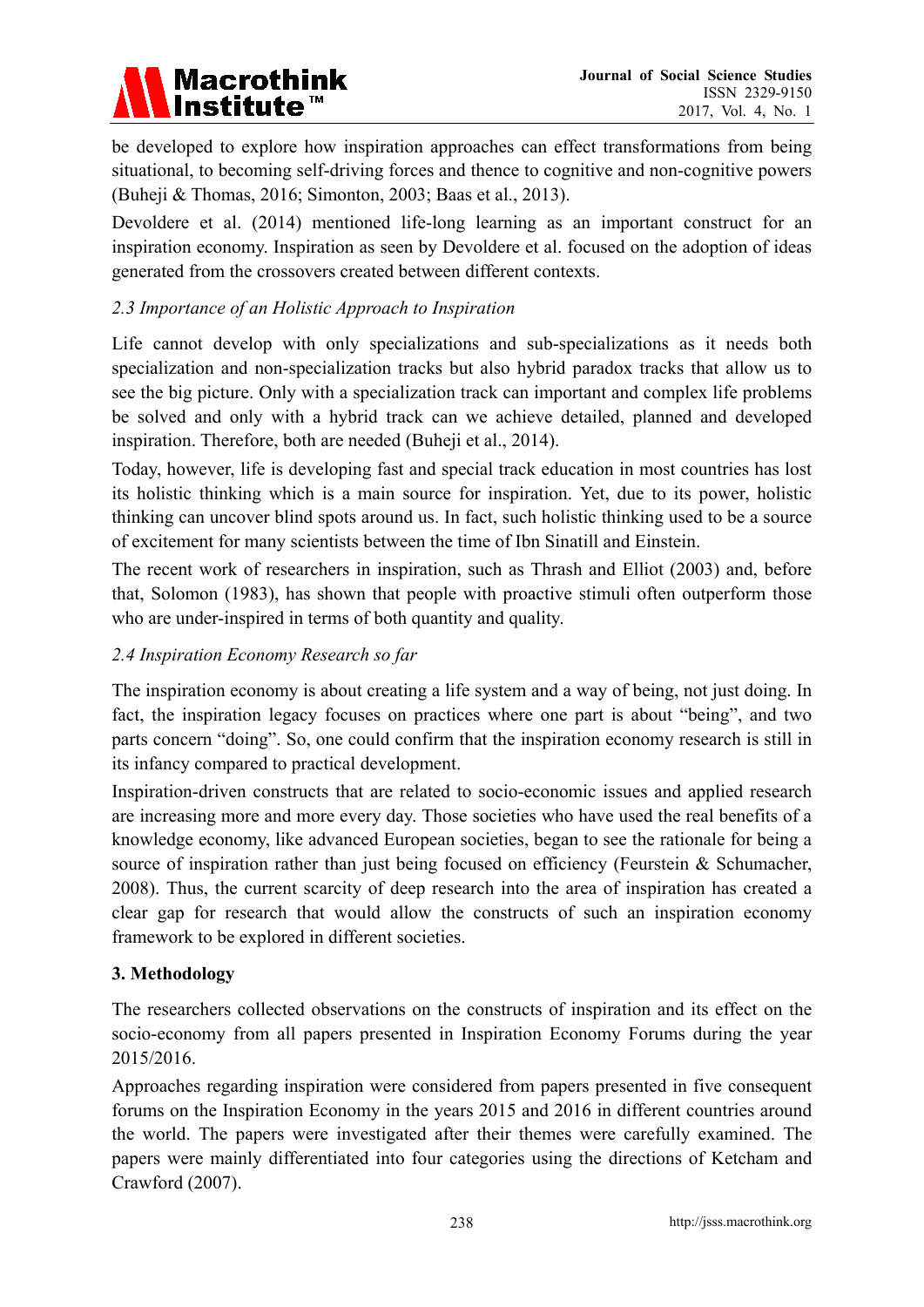be developed to explore how inspiration approaches can effect transformations from being situational, to becoming self-driving forces and thence to cognitive and non-cognitive powers (Buheji & Thomas, 2016; Simonton, 2003; Baas et al., 2013).

Devoldere et al. (2014) mentioned life-long learning as an important construct for an inspiration economy. Inspiration as seen by Devoldere et al. focused on the adoption of ideas generated from the crossovers created between different contexts.

### *2.3 Importance of an Holistic Approach to Inspiration*

Life cannot develop with only specializations and sub-specializations as it needs both specialization and non-specialization tracks but also hybrid paradox tracks that allow us to see the big picture. Only with a specialization track can important and complex life problems be solved and only with a hybrid track can we achieve detailed, planned and developed inspiration. Therefore, both are needed (Buheji et al., 2014).

Today, however, life is developing fast and special track education in most countries has lost its holistic thinking which is a main source for inspiration. Yet, due to its power, holistic thinking can uncover blind spots around us. In fact, such holistic thinking used to be a source of excitement for many scientists between the time of Ibn Sinatill and Einstein.

The recent work of researchers in inspiration, such as Thrash and Elliot (2003) and, before that, Solomon (1983), has shown that people with proactive stimuli often outperform those who are under-inspired in terms of both quantity and quality.

### *2.4 Inspiration Economy Research so far*

The inspiration economy is about creating a life system and a way of being, not just doing. In fact, the inspiration legacy focuses on practices where one part is about "being", and two parts concern "doing". So, one could confirm that the inspiration economy research is still in its infancy compared to practical development.

Inspiration-driven constructs that are related to socio-economic issues and applied research are increasing more and more every day. Those societies who have used the real benefits of a knowledge economy, like advanced European societies, began to see the rationale for being a source of inspiration rather than just being focused on efficiency (Feurstein & Schumacher, 2008). Thus, the current scarcity of deep research into the area of inspiration has created a clear gap for research that would allow the constructs of such an inspiration economy framework to be explored in different societies.

## **3. Methodology**

The researchers collected observations on the constructs of inspiration and its effect on the socio-economy from all papers presented in Inspiration Economy Forums during the year 2015/2016.

Approaches regarding inspiration were considered from papers presented in five consequent forums on the Inspiration Economy in the years 2015 and 2016 in different countries around the world. The papers were investigated after their themes were carefully examined. The papers were mainly differentiated into four categories using the directions of Ketcham and Crawford (2007).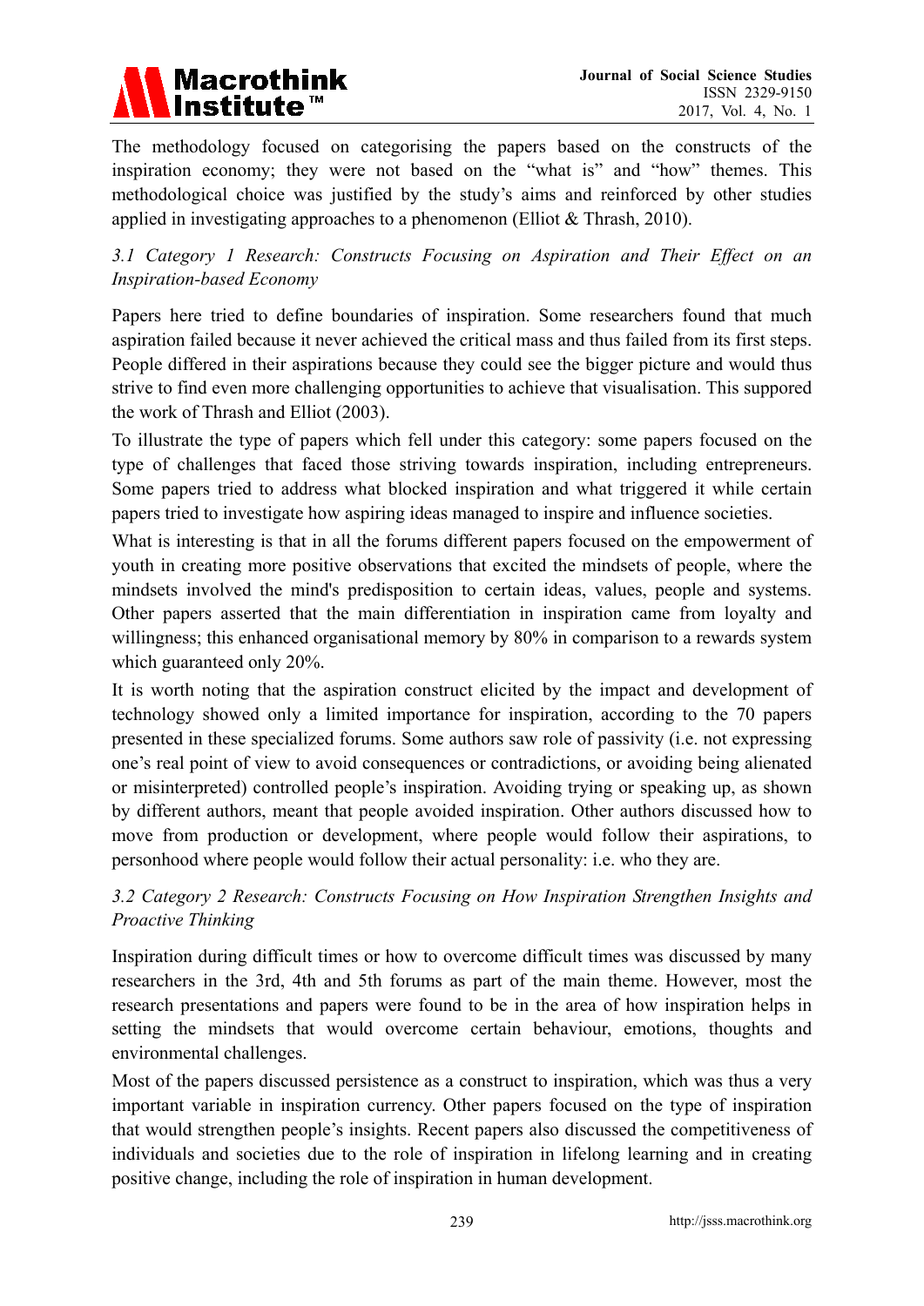The methodology focused on categorising the papers based on the constructs of the inspiration economy; they were not based on the "what is" and "how" themes. This methodological choice was justified by the study's aims and reinforced by other studies applied in investigating approaches to a phenomenon (Elliot & Thrash, 2010).

### *3.1 Category 1 Research: Constructs Focusing on Aspiration and Their Effect on an Inspiration-based Economy*

Papers here tried to define boundaries of inspiration. Some researchers found that much aspiration failed because it never achieved the critical mass and thus failed from its first steps. People differed in their aspirations because they could see the bigger picture and would thus strive to find even more challenging opportunities to achieve that visualisation. This suppored the work of Thrash and Elliot (2003).

To illustrate the type of papers which fell under this category: some papers focused on the type of challenges that faced those striving towards inspiration, including entrepreneurs. Some papers tried to address what blocked inspiration and what triggered it while certain papers tried to investigate how aspiring ideas managed to inspire and influence societies.

What is interesting is that in all the forums different papers focused on the empowerment of youth in creating more positive observations that excited the mindsets of people, where the mindsets involved the mind's predisposition to certain ideas, values, people and systems. Other papers asserted that the main differentiation in inspiration came from loyalty and willingness; this enhanced organisational memory by 80% in comparison to a rewards system which guaranteed only 20%.

It is worth noting that the aspiration construct elicited by the impact and development of technology showed only a limited importance for inspiration, according to the 70 papers presented in these specialized forums. Some authors saw role of passivity (i.e. not expressing one's real point of view to avoid consequences or contradictions, or avoiding being alienated or misinterpreted) controlled people's inspiration. Avoiding trying or speaking up, as shown by different authors, meant that people avoided inspiration. Other authors discussed how to move from production or development, where people would follow their aspirations, to personhood where people would follow their actual personality: i.e. who they are.

### *3.2 Category 2 Research: Constructs Focusing on How Inspiration Strengthen Insights and Proactive Thinking*

Inspiration during difficult times or how to overcome difficult times was discussed by many researchers in the 3rd, 4th and 5th forums as part of the main theme. However, most the research presentations and papers were found to be in the area of how inspiration helps in setting the mindsets that would overcome certain behaviour, emotions, thoughts and environmental challenges.

Most of the papers discussed persistence as a construct to inspiration, which was thus a very important variable in inspiration currency. Other papers focused on the type of inspiration that would strengthen people's insights. Recent papers also discussed the competitiveness of individuals and societies due to the role of inspiration in lifelong learning and in creating positive change, including the role of inspiration in human development.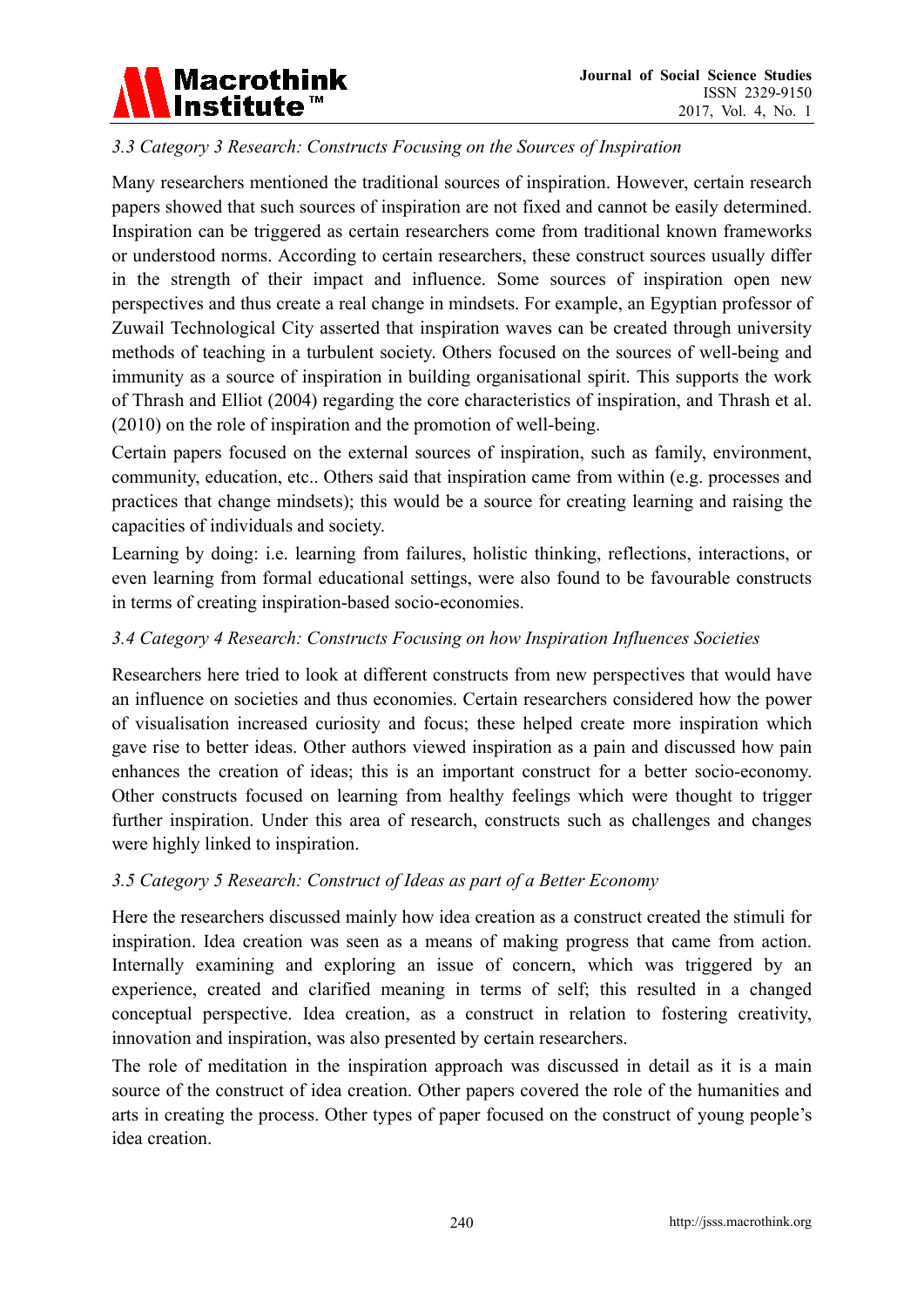### *3.3 Category 3 Research: Constructs Focusing on the Sources of Inspiration*

Many researchers mentioned the traditional sources of inspiration. However, certain research papers showed that such sources of inspiration are not fixed and cannot be easily determined. Inspiration can be triggered as certain researchers come from traditional known frameworks or understood norms. According to certain researchers, these construct sources usually differ in the strength of their impact and influence. Some sources of inspiration open new perspectives and thus create a real change in mindsets. For example, an Egyptian professor of Zuwail Technological City asserted that inspiration waves can be created through university methods of teaching in a turbulent society. Others focused on the sources of well-being and immunity as a source of inspiration in building organisational spirit. This supports the work of Thrash and Elliot (2004) regarding the core characteristics of inspiration, and Thrash et al. (2010) on the role of inspiration and the promotion of well-being.

Certain papers focused on the external sources of inspiration, such as family, environment, community, education, etc.. Others said that inspiration came from within (e.g. processes and practices that change mindsets); this would be a source for creating learning and raising the capacities of individuals and society.

Learning by doing: i.e. learning from failures, holistic thinking, reflections, interactions, or even learning from formal educational settings, were also found to be favourable constructs in terms of creating inspiration-based socio-economies.

### *3.4 Category 4 Research: Constructs Focusing on how Inspiration Influences Societies*

Researchers here tried to look at different constructs from new perspectives that would have an influence on societies and thus economies. Certain researchers considered how the power of visualisation increased curiosity and focus; these helped create more inspiration which gave rise to better ideas. Other authors viewed inspiration as a pain and discussed how pain enhances the creation of ideas; this is an important construct for a better socio-economy. Other constructs focused on learning from healthy feelings which were thought to trigger further inspiration. Under this area of research, constructs such as challenges and changes were highly linked to inspiration.

### *3.5 Category 5 Research: Construct of Ideas as part of a Better Economy*

Here the researchers discussed mainly how idea creation as a construct created the stimuli for inspiration. Idea creation was seen as a means of making progress that came from action. Internally examining and exploring an issue of concern, which was triggered by an experience, created and clarified meaning in terms of self; this resulted in a changed conceptual perspective. Idea creation, as a construct in relation to fostering creativity, innovation and inspiration, was also presented by certain researchers.

The role of meditation in the inspiration approach was discussed in detail as it is a main source of the construct of idea creation. Other papers covered the role of the humanities and arts in creating the process. Other types of paper focused on the construct of young people's idea creation.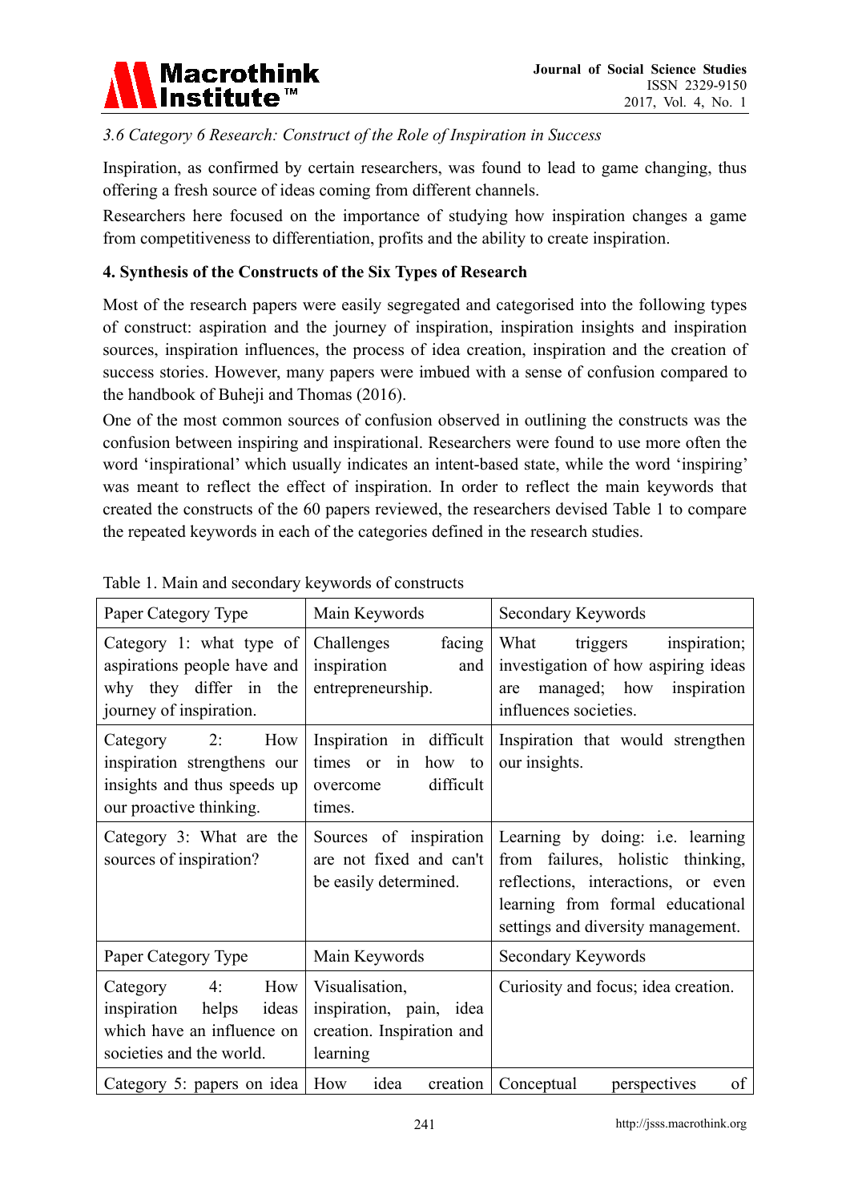*3.6 Category 6 Research: Construct of the Role of Inspiration in Success*

Inspiration, as confirmed by certain researchers, was found to lead to game changing, thus offering a fresh source of ideas coming from different channels.

Researchers here focused on the importance of studying how inspiration changes a game from competitiveness to differentiation, profits and the ability to create inspiration.

## 4. Synthesis of the Constructs of the Six Types of Research

Most of the research papers were easily segregated and categorised into the following types of construct: aspiration and the journey of inspiration, inspiration insights and inspiration sources, inspiration influences, the process of idea creation, inspiration and the creation of success stories. However, many papers were imbued with a sense of confusion compared to the handbook of Buheji and Thomas (2016).

One of the most common sources of confusion observed in outlining the constructs was the confusion between inspiring and inspirational. Researchers were found to use more often the word 'inspirational' which usually indicates an intent-based state, while the word 'inspiring' was meant to reflect the effect of inspiration. In order to reflect the main keywords that created the constructs of the 60 papers reviewed, the researchers devised Table 1 to compare the repeated keywords in each of the categories defined in the research studies.

Table 1. Main and secondary keywords of constructs

| Paper Category Type | Main Keywords | Secondary Keywords |
| --- | --- | --- |
| Category 1: what type of aspirations people have and why they differ in the journey of inspiration. | Challenges facing inspiration and entrepreneurship. | What triggers inspiration; investigation of how aspiring ideas are managed; how inspiration influences societies. |
| Category 2: How inspiration strengthens our insights and thus speeds up our proactive thinking. | Inspiration in difficult times or in how to overcome difficult times. | Inspiration that would strengthen our insights. |
| Category 3: What are the sources of inspiration? | Sources of inspiration are not fixed and can't be easily determined. | Learning by doing: i.e. learning from failures, holistic thinking, reflections, interactions, or even learning from formal educational settings and diversity management. |
| Category 4: How inspiration helps ideas which have an influence on societies and the world. | Visualisation, inspiration, pain, idea creation. Inspiration and learning | Curiosity and focus; idea creation. |
| Category 5: papers on idea | How idea creation | Conceptual perspectives of |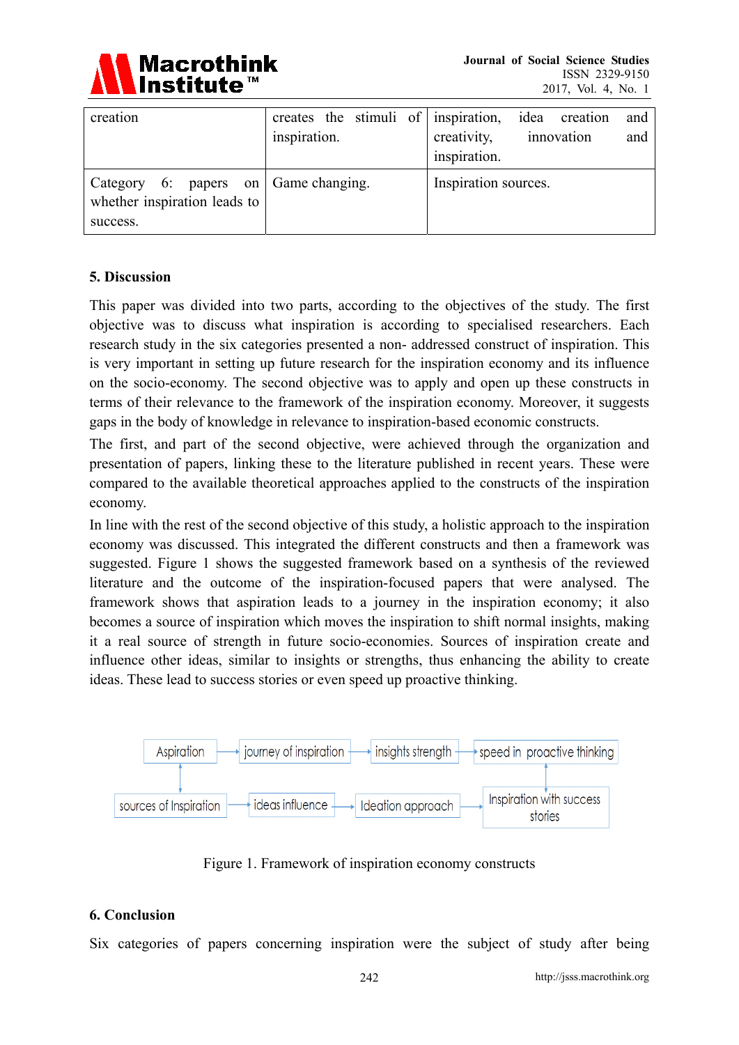| creation | creates the stimuli of inspiration. | inspiration, idea creation and creativity, innovation and inspiration. |
|---|---|---|
| Category 6: papers on whether inspiration leads to success. | Game changing. | Inspiration sources. |

## 5. Discussion

This paper was divided into two parts, according to the objectives of the study. The first objective was to discuss what inspiration is according to specialised researchers. Each research study in the six categories presented a non- addressed construct of inspiration. This is very important in setting up future research for the inspiration economy and its influence on the socio-economy. The second objective was to apply and open up these constructs in terms of their relevance to the framework of the inspiration economy. Moreover, it suggests gaps in the body of knowledge in relevance to inspiration-based economic constructs.

The first, and part of the second objective, were achieved through the organization and presentation of papers, linking these to the literature published in recent years. These were compared to the available theoretical approaches applied to the constructs of the inspiration economy.

In line with the rest of the second objective of this study, a holistic approach to the inspiration economy was discussed. This integrated the different constructs and then a framework was suggested. Figure 1 shows the suggested framework based on a synthesis of the reviewed literature and the outcome of the inspiration-focused papers that were analysed. The framework shows that aspiration leads to a journey in the inspiration economy; it also becomes a source of inspiration which moves the inspiration to shift normal insights, making it a real source of strength in future socio-economies. Sources of inspiration create and influence other ideas, similar to insights or strengths, thus enhancing the ability to create ideas. These lead to success stories or even speed up proactive thinking.

Aspiration → journey of inspiration → insights strength → speed in proactive thinking

sources of Inspiration → ideas influence → Ideation approach → Inspiration with success stories

Figure 1. Framework of inspiration economy constructs

## 6. Conclusion

Six categories of papers concerning inspiration were the subject of study after being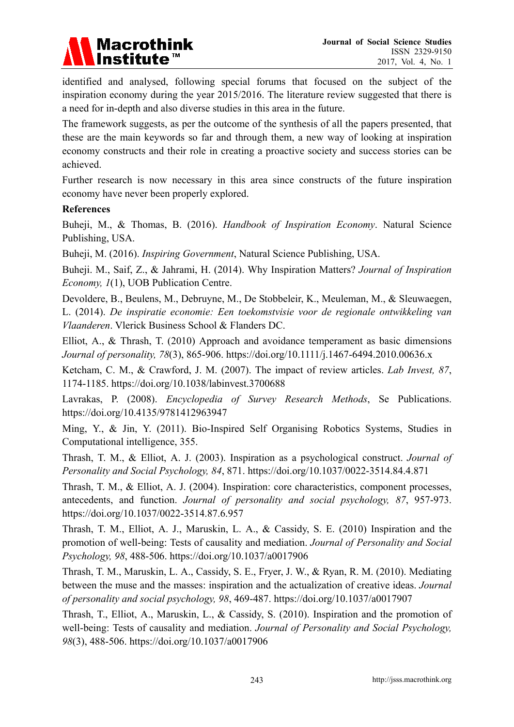identified and analysed, following special forums that focused on the subject of the inspiration economy during the year 2015/2016. The literature review suggested that there is a need for in-depth and also diverse studies in this area in the future.

The framework suggests, as per the outcome of the synthesis of all the papers presented, that these are the main keywords so far and through them, a new way of looking at inspiration economy constructs and their role in creating a proactive society and success stories can be achieved.

Further research is now necessary in this area since constructs of the future inspiration economy have never been properly explored.

**References**

Buheji, M., & Thomas, B. (2016). *Handbook of Inspiration Economy*. Natural Science Publishing, USA.

Buheji, M. (2016). *Inspiring Government*, Natural Science Publishing, USA.

Buheji. M., Saif, Z., & Jahrami, H. (2014). Why Inspiration Matters? *Journal of Inspiration Economy, 1*(1), UOB Publication Centre.

Devoldere, B., Beulens, M., Debruyne, M., De Stobbeleir, K., Meuleman, M., & Sleuwaegen, L. (2014). *De inspiratie economie: Een toekomstvisie voor de regionale ontwikkeling van Vlaanderen*. Vlerick Business School & Flanders DC.

Elliot, A., & Thrash, T. (2010) Approach and avoidance temperament as basic dimensions *Journal of personality, 78*(3), 865-906. https://doi.org/10.1111/j.1467-6494.2010.00636.x

Ketcham, C. M., & Crawford, J. M. (2007). The impact of review articles. *Lab Invest, 87*, 1174-1185. https://doi.org/10.1038/labinvest.3700688

Lavrakas, P. (2008). *Encyclopedia of Survey Research Methods*, Se Publications. https://doi.org/10.4135/9781412963947

Ming, Y., & Jin, Y. (2011). Bio-Inspired Self Organising Robotics Systems, Studies in Computational intelligence, 355.

Thrash, T. M., & Elliot, A. J. (2003). Inspiration as a psychological construct. *Journal of Personality and Social Psychology, 84*, 871. https://doi.org/10.1037/0022-3514.84.4.871

Thrash, T. M., & Elliot, A. J. (2004). Inspiration: core characteristics, component processes, antecedents, and function. *Journal of personality and social psychology, 87*, 957-973. https://doi.org/10.1037/0022-3514.87.6.957

Thrash, T. M., Elliot, A. J., Maruskin, L. A., & Cassidy, S. E. (2010) Inspiration and the promotion of well-being: Tests of causality and mediation. *Journal of Personality and Social Psychology, 98*, 488-506. https://doi.org/10.1037/a0017906

Thrash, T. M., Maruskin, L. A., Cassidy, S. E., Fryer, J. W., & Ryan, R. M. (2010). Mediating between the muse and the masses: inspiration and the actualization of creative ideas. *Journal of personality and social psychology, 98*, 469-487. https://doi.org/10.1037/a0017907

Thrash, T., Elliot, A., Maruskin, L., & Cassidy, S. (2010). Inspiration and the promotion of well-being: Tests of causality and mediation. *Journal of Personality and Social Psychology, 98*(3), 488-506. https://doi.org/10.1037/a0017906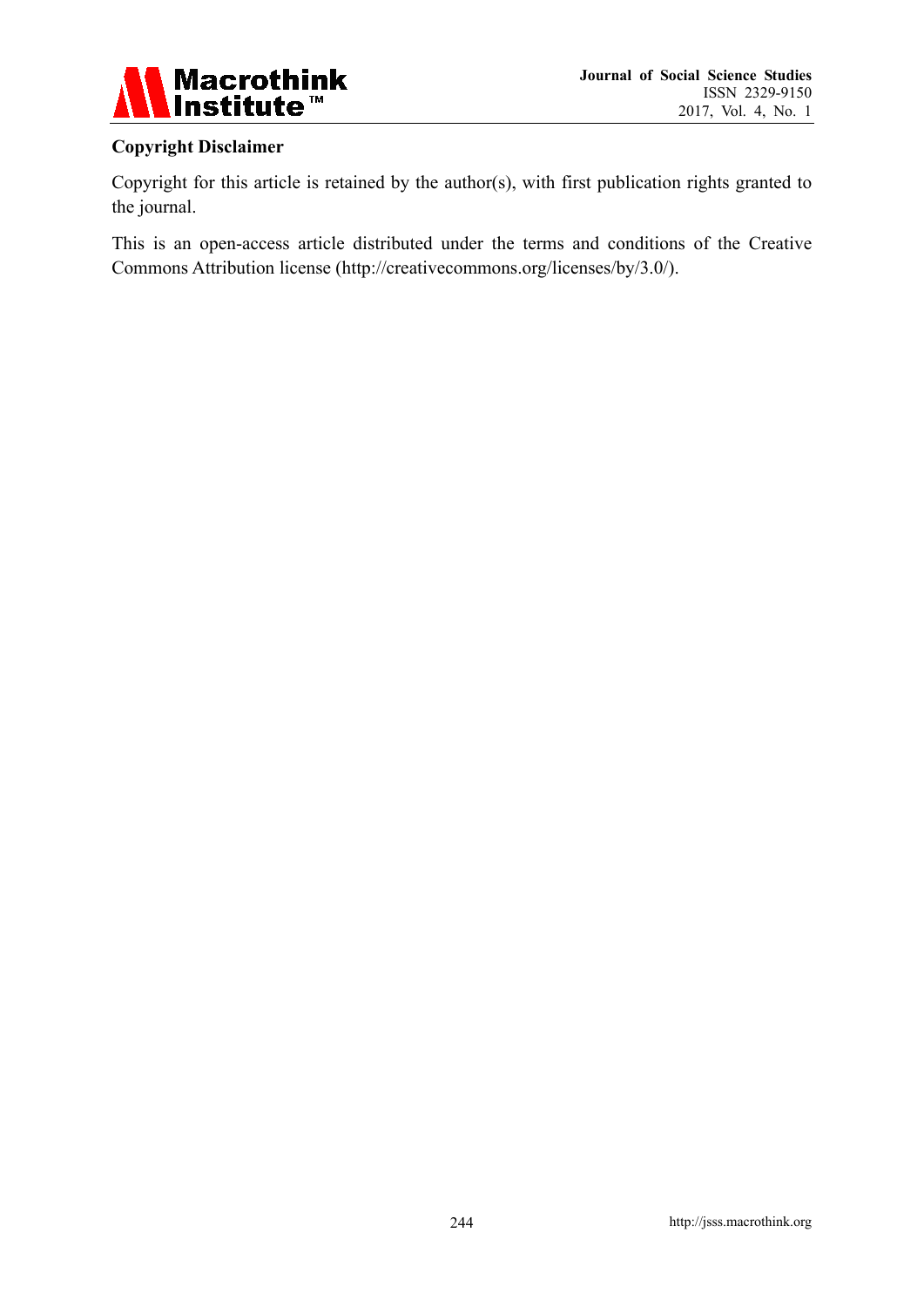**Copyright Disclaimer**

Copyright for this article is retained by the author(s), with first publication rights granted to the journal.

This is an open-access article distributed under the terms and conditions of the Creative Commons Attribution license (http://creativecommons.org/licenses/by/3.0/).